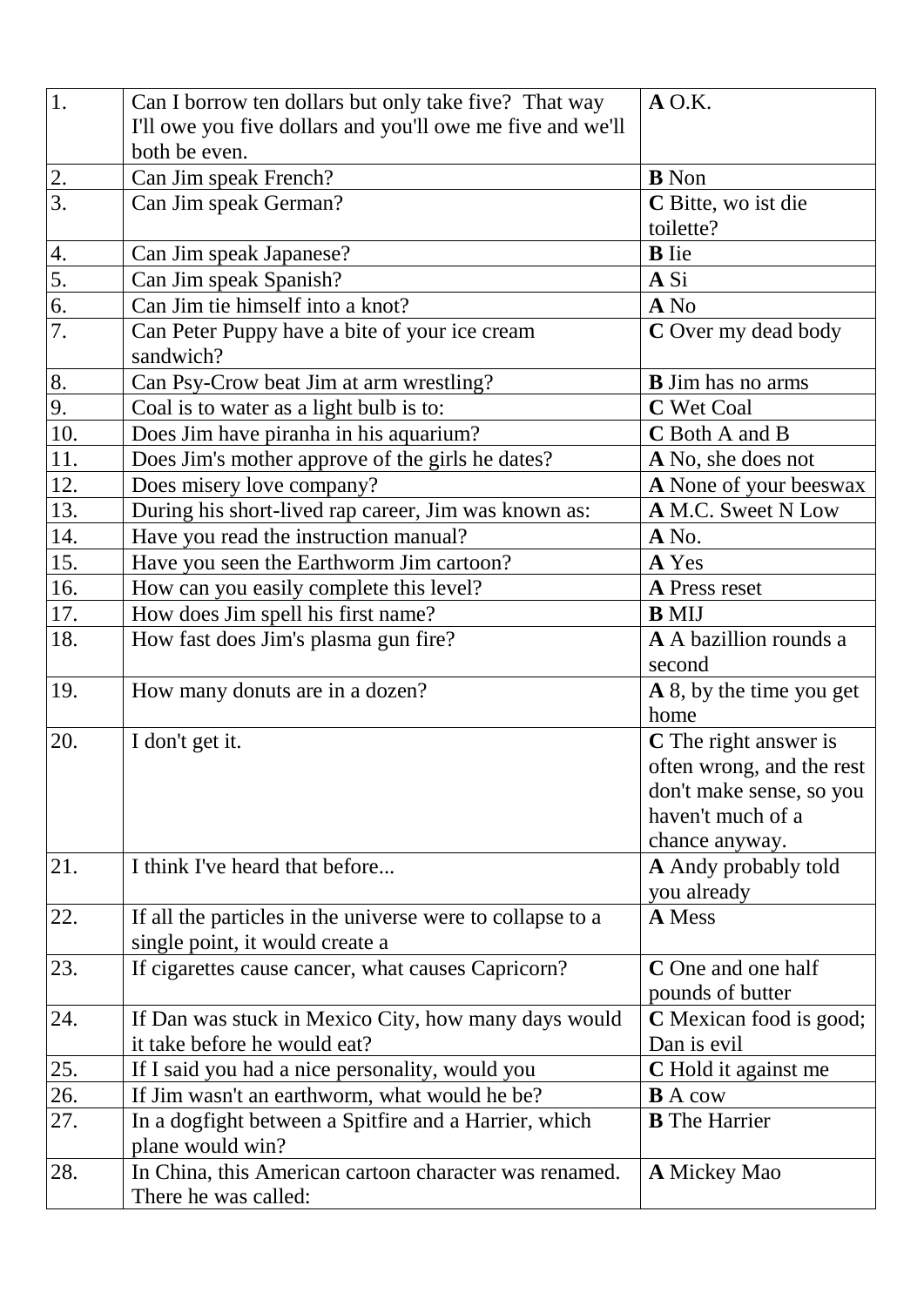| 1. | Can I borrow ten dollars but only take five? That way I'll owe you five dollars and you'll owe me five and we'll both be even. | **A** O.K. |
|---|---|---|
| 2. | Can Jim speak French? | **B** Non |
| 3. | Can Jim speak German? | **C** Bitte, wo ist die toilette? |
| 4. | Can Jim speak Japanese? | **B** Iie |
| 5. | Can Jim speak Spanish? | **A** Si |
| 6. | Can Jim tie himself into a knot? | **A** No |
| 7. | Can Peter Puppy have a bite of your ice cream sandwich? | **C** Over my dead body |
| 8. | Can Psy-Crow beat Jim at arm wrestling? | **B** Jim has no arms |
| 9. | Coal is to water as a light bulb is to: | **C** Wet Coal |
| 10. | Does Jim have piranha in his aquarium? | **C** Both A and B |
| 11. | Does Jim's mother approve of the girls he dates? | **A** No, she does not |
| 12. | Does misery love company? | **A** None of your beeswax |
| 13. | During his short-lived rap career, Jim was known as: | **A** M.C. Sweet N Low |
| 14. | Have you read the instruction manual? | **A** No. |
| 15. | Have you seen the Earthworm Jim cartoon? | **A** Yes |
| 16. | How can you easily complete this level? | **A** Press reset |
| 17. | How does Jim spell his first name? | **B** MIJ |
| 18. | How fast does Jim's plasma gun fire? | **A** A bazillion rounds a second |
| 19. | How many donuts are in a dozen? | **A** 8, by the time you get home |
| 20. | I don't get it. | **C** The right answer is often wrong, and the rest don't make sense, so you haven't much of a chance anyway. |
| 21. | I think I've heard that before... | **A** Andy probably told you already |
| 22. | If all the particles in the universe were to collapse to a single point, it would create a | **A** Mess |
| 23. | If cigarettes cause cancer, what causes Capricorn? | **C** One and one half pounds of butter |
| 24. | If Dan was stuck in Mexico City, how many days would it take before he would eat? | **C** Mexican food is good; Dan is evil |
| 25. | If I said you had a nice personality, would you | **C** Hold it against me |
| 26. | If Jim wasn't an earthworm, what would he be? | **B** A cow |
| 27. | In a dogfight between a Spitfire and a Harrier, which plane would win? | **B** The Harrier |
| 28. | In China, this American cartoon character was renamed. There he was called: | **A** Mickey Mao |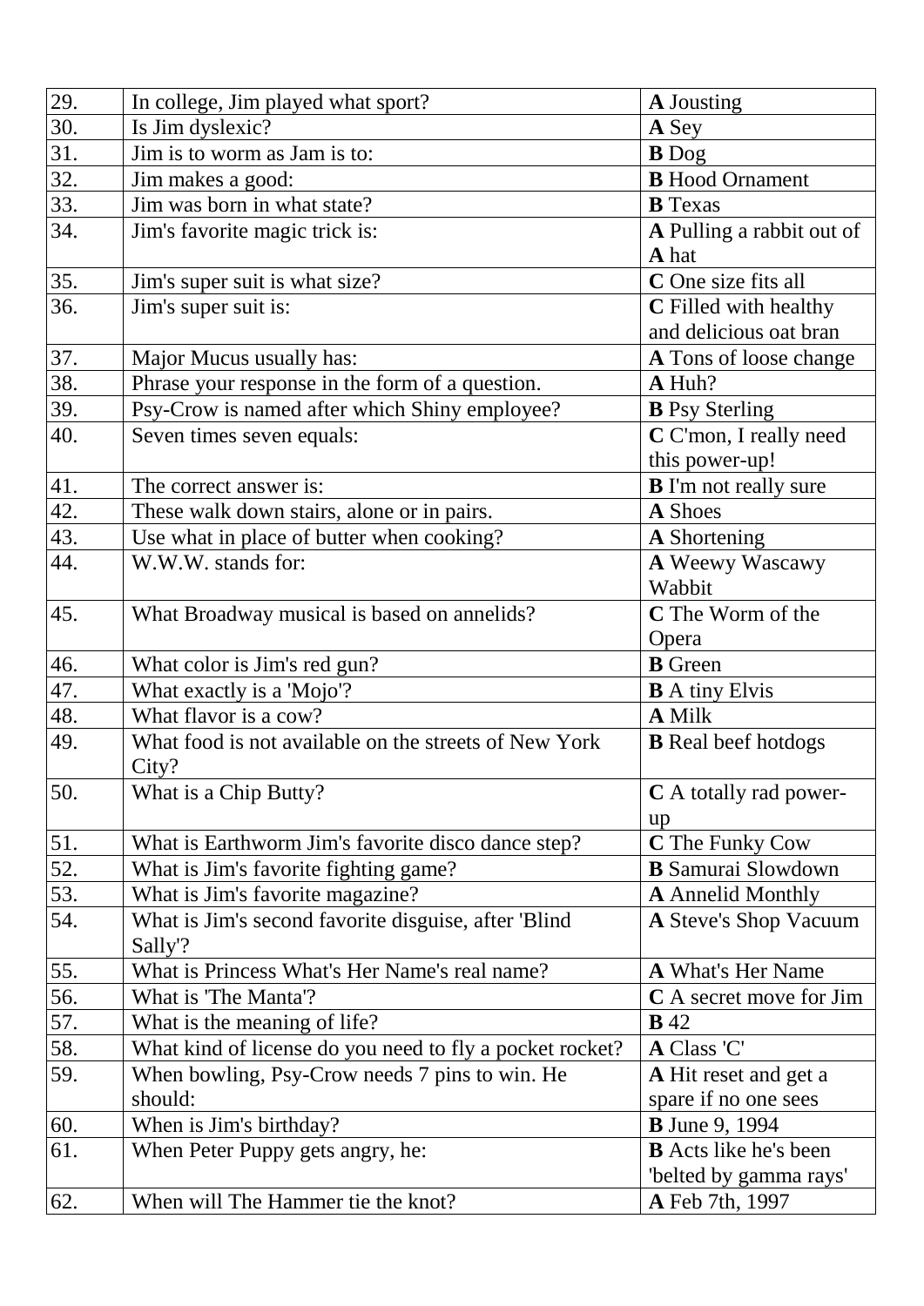| | | |
|---|---|---|
| 29. | In college, Jim played what sport? | **A** Jousting |
| 30. | Is Jim dyslexic? | **A** Sey |
| 31. | Jim is to worm as Jam is to: | **B** Dog |
| 32. | Jim makes a good: | **B** Hood Ornament |
| 33. | Jim was born in what state? | **B** Texas |
| 34. | Jim's favorite magic trick is: | **A** Pulling a rabbit out of **A** hat |
| 35. | Jim's super suit is what size? | **C** One size fits all |
| 36. | Jim's super suit is: | **C** Filled with healthy and delicious oat bran |
| 37. | Major Mucus usually has: | **A** Tons of loose change |
| 38. | Phrase your response in the form of a question. | **A** Huh? |
| 39. | Psy-Crow is named after which Shiny employee? | **B** Psy Sterling |
| 40. | Seven times seven equals: | **C** C'mon, I really need this power-up! |
| 41. | The correct answer is: | **B** I'm not really sure |
| 42. | These walk down stairs, alone or in pairs. | **A** Shoes |
| 43. | Use what in place of butter when cooking? | **A** Shortening |
| 44. | W.W.W. stands for: | **A** Weewy Wascawy Wabbit |
| 45. | What Broadway musical is based on annelids? | **C** The Worm of the Opera |
| 46. | What color is Jim's red gun? | **B** Green |
| 47. | What exactly is a 'Mojo'? | **B** A tiny Elvis |
| 48. | What flavor is a cow? | **A** Milk |
| 49. | What food is not available on the streets of New York City? | **B** Real beef hotdogs |
| 50. | What is a Chip Butty? | **C** A totally rad power-up |
| 51. | What is Earthworm Jim's favorite disco dance step? | **C** The Funky Cow |
| 52. | What is Jim's favorite fighting game? | **B** Samurai Slowdown |
| 53. | What is Jim's favorite magazine? | **A** Annelid Monthly |
| 54. | What is Jim's second favorite disguise, after 'Blind Sally'? | **A** Steve's Shop Vacuum |
| 55. | What is Princess What's Her Name's real name? | **A** What's Her Name |
| 56. | What is 'The Manta'? | **C** A secret move for Jim |
| 57. | What is the meaning of life? | **B** 42 |
| 58. | What kind of license do you need to fly a pocket rocket? | **A** Class 'C' |
| 59. | When bowling, Psy-Crow needs 7 pins to win. He should: | **A** Hit reset and get a spare if no one sees |
| 60. | When is Jim's birthday? | **B** June 9, 1994 |
| 61. | When Peter Puppy gets angry, he: | **B** Acts like he's been 'belted by gamma rays' |
| 62. | When will The Hammer tie the knot? | **A** Feb 7th, 1997 |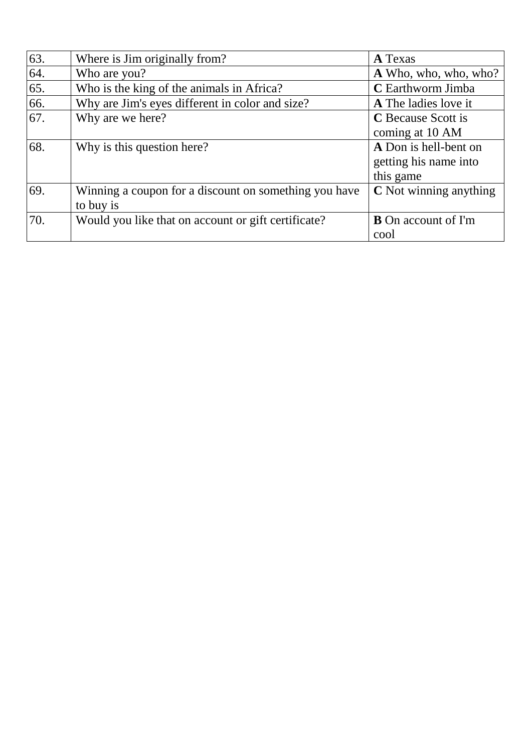| | | |
|---|---|---|
| 63. | Where is Jim originally from? | **A** Texas |
| 64. | Who are you? | **A** Who, who, who, who? |
| 65. | Who is the king of the animals in Africa? | **C** Earthworm Jimba |
| 66. | Why are Jim's eyes different in color and size? | **A** The ladies love it |
| 67. | Why are we here? | **C** Because Scott is coming at 10 AM |
| 68. | Why is this question here? | **A** Don is hell-bent on getting his name into this game |
| 69. | Winning a coupon for a discount on something you have to buy is | **C** Not winning anything |
| 70. | Would you like that on account or gift certificate? | **B** On account of I'm cool |